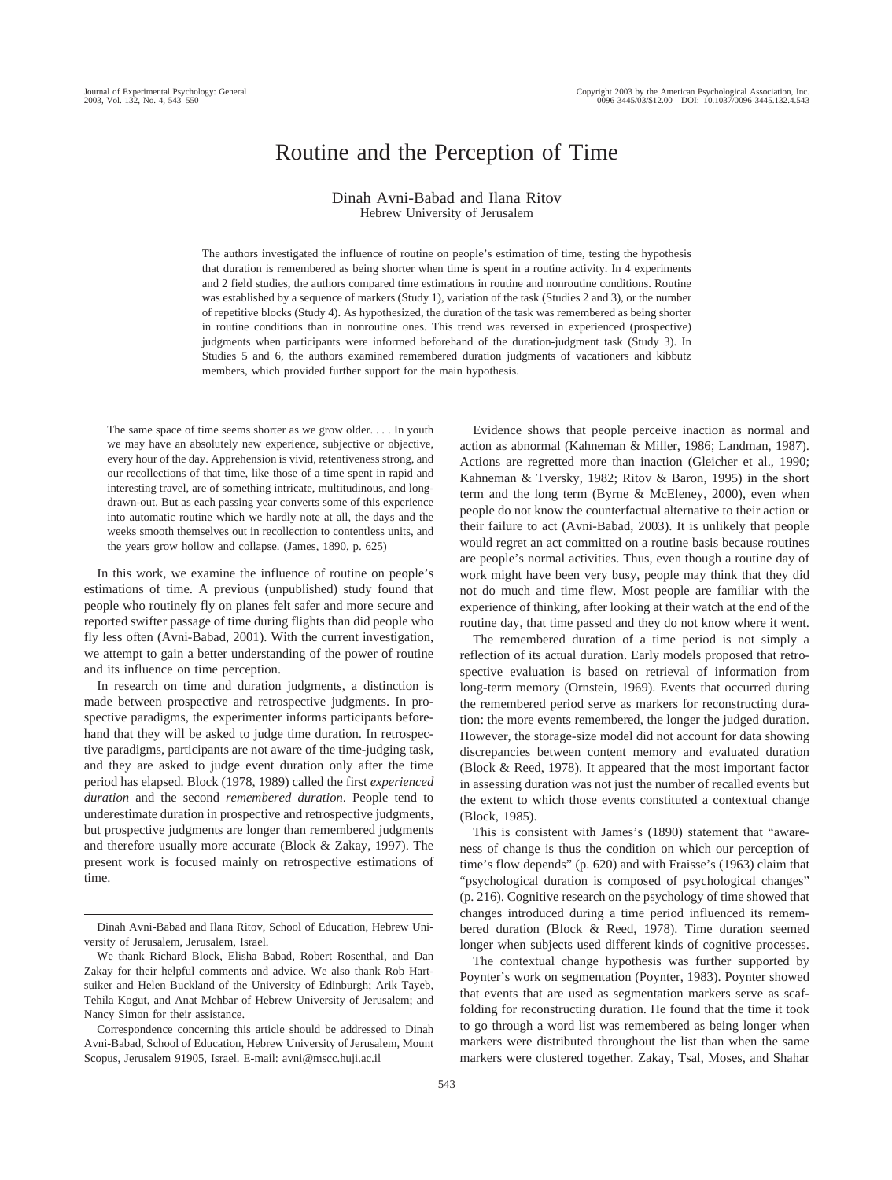# Routine and the Perception of Time

Dinah Avni-Babad and Ilana Ritov
Hebrew University of Jerusalem

The authors investigated the influence of routine on people's estimation of time, testing the hypothesis that duration is remembered as being shorter when time is spent in a routine activity. In 4 experiments and 2 field studies, the authors compared time estimations in routine and nonroutine conditions. Routine was established by a sequence of markers (Study 1), variation of the task (Studies 2 and 3), or the number of repetitive blocks (Study 4). As hypothesized, the duration of the task was remembered as being shorter in routine conditions than in nonroutine ones. This trend was reversed in experienced (prospective) judgments when participants were informed beforehand of the duration-judgment task (Study 3). In Studies 5 and 6, the authors examined remembered duration judgments of vacationers and kibbutz members, which provided further support for the main hypothesis.

> The same space of time seems shorter as we grow older. . . . In youth we may have an absolutely new experience, subjective or objective, every hour of the day. Apprehension is vivid, retentiveness strong, and our recollections of that time, like those of a time spent in rapid and interesting travel, are of something intricate, multitudinous, and long-drawn-out. But as each passing year converts some of this experience into automatic routine which we hardly note at all, the days and the weeks smooth themselves out in recollection to contentless units, and the years grow hollow and collapse. (James, 1890, p. 625)

In this work, we examine the influence of routine on people's estimations of time. A previous (unpublished) study found that people who routinely fly on planes felt safer and more secure and reported swifter passage of time during flights than did people who fly less often (Avni-Babad, 2001). With the current investigation, we attempt to gain a better understanding of the power of routine and its influence on time perception.

In research on time and duration judgments, a distinction is made between prospective and retrospective judgments. In prospective paradigms, the experimenter informs participants beforehand that they will be asked to judge time duration. In retrospective paradigms, participants are not aware of the time-judging task, and they are asked to judge event duration only after the time period has elapsed. Block (1978, 1989) called the first *experienced duration* and the second *remembered duration*. People tend to underestimate duration in prospective and retrospective judgments, but prospective judgments are longer than remembered judgments and therefore usually more accurate (Block & Zakay, 1997). The present work is focused mainly on retrospective estimations of time.

Evidence shows that people perceive inaction as normal and action as abnormal (Kahneman & Miller, 1986; Landman, 1987). Actions are regretted more than inaction (Gleicher et al., 1990; Kahneman & Tversky, 1982; Ritov & Baron, 1995) in the short term and the long term (Byrne & McEleney, 2000), even when people do not know the counterfactual alternative to their action or their failure to act (Avni-Babad, 2003). It is unlikely that people would regret an act committed on a routine basis because routines are people's normal activities. Thus, even though a routine day of work might have been very busy, people may think that they did not do much and time flew. Most people are familiar with the experience of thinking, after looking at their watch at the end of the routine day, that time passed and they do not know where it went.

The remembered duration of a time period is not simply a reflection of its actual duration. Early models proposed that retrospective evaluation is based on retrieval of information from long-term memory (Ornstein, 1969). Events that occurred during the remembered period serve as markers for reconstructing duration: the more events remembered, the longer the judged duration. However, the storage-size model did not account for data showing discrepancies between content memory and evaluated duration (Block & Reed, 1978). It appeared that the most important factor in assessing duration was not just the number of recalled events but the extent to which those events constituted a contextual change (Block, 1985).

This is consistent with James's (1890) statement that "awareness of change is thus the condition on which our perception of time's flow depends" (p. 620) and with Fraisse's (1963) claim that "psychological duration is composed of psychological changes" (p. 216). Cognitive research on the psychology of time showed that changes introduced during a time period influenced its remembered duration (Block & Reed, 1978). Time duration seemed longer when subjects used different kinds of cognitive processes.

The contextual change hypothesis was further supported by Poynter's work on segmentation (Poynter, 1983). Poynter showed that events that are used as segmentation markers serve as scaffolding for reconstructing duration. He found that the time it took to go through a word list was remembered as being longer when markers were distributed throughout the list than when the same markers were clustered together. Zakay, Tsal, Moses, and Shahar

---

Dinah Avni-Babad and Ilana Ritov, School of Education, Hebrew University of Jerusalem, Jerusalem, Israel.

We thank Richard Block, Elisha Babad, Robert Rosenthal, and Dan Zakay for their helpful comments and advice. We also thank Rob Hartsuiker and Helen Buckland of the University of Edinburgh; Arik Tayeb, Tehila Kogut, and Anat Mehbar of Hebrew University of Jerusalem; and Nancy Simon for their assistance.

Correspondence concerning this article should be addressed to Dinah Avni-Babad, School of Education, Hebrew University of Jerusalem, Mount Scopus, Jerusalem 91905, Israel. E-mail: avni@mscc.huji.ac.il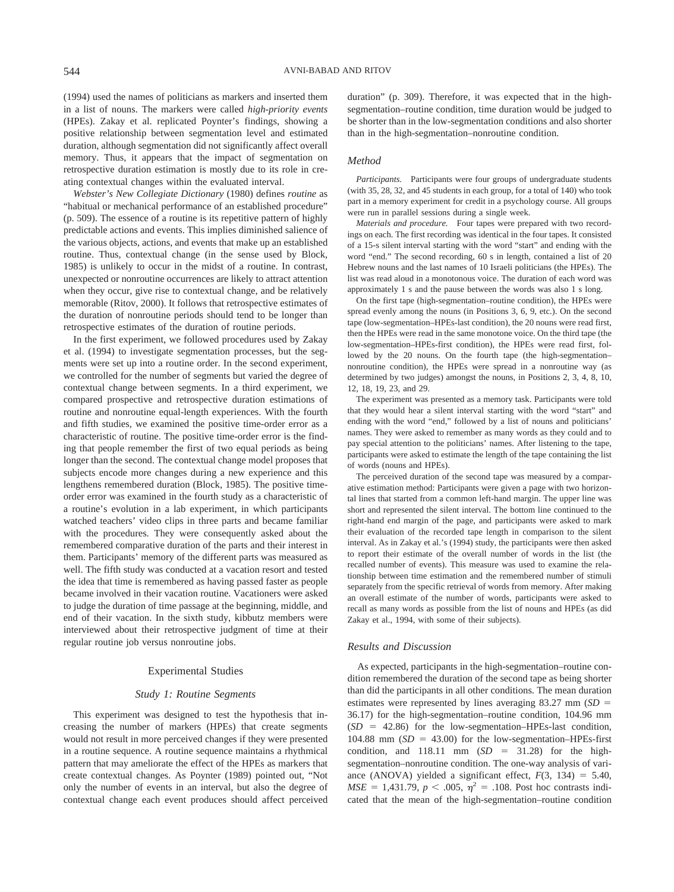(1994) used the names of politicians as markers and inserted them in a list of nouns. The markers were called *high-priority events* (HPEs). Zakay et al. replicated Poynter's findings, showing a positive relationship between segmentation level and estimated duration, although segmentation did not significantly affect overall memory. Thus, it appears that the impact of segmentation on retrospective duration estimation is mostly due to its role in creating contextual changes within the evaluated interval.

*Webster's New Collegiate Dictionary* (1980) defines *routine* as "habitual or mechanical performance of an established procedure" (p. 509). The essence of a routine is its repetitive pattern of highly predictable actions and events. This implies diminished salience of the various objects, actions, and events that make up an established routine. Thus, contextual change (in the sense used by Block, 1985) is unlikely to occur in the midst of a routine. In contrast, unexpected or nonroutine occurrences are likely to attract attention when they occur, give rise to contextual change, and be relatively memorable (Ritov, 2000). It follows that retrospective estimates of the duration of nonroutine periods should tend to be longer than retrospective estimates of the duration of routine periods.

In the first experiment, we followed procedures used by Zakay et al. (1994) to investigate segmentation processes, but the segments were set up into a routine order. In the second experiment, we controlled for the number of segments but varied the degree of contextual change between segments. In a third experiment, we compared prospective and retrospective duration estimations of routine and nonroutine equal-length experiences. With the fourth and fifth studies, we examined the positive time-order error as a characteristic of routine. The positive time-order error is the finding that people remember the first of two equal periods as being longer than the second. The contextual change model proposes that subjects encode more changes during a new experience and this lengthens remembered duration (Block, 1985). The positive time-order error was examined in the fourth study as a characteristic of a routine's evolution in a lab experiment, in which participants watched teachers' video clips in three parts and became familiar with the procedures. They were consequently asked about the remembered comparative duration of the parts and their interest in them. Participants' memory of the different parts was measured as well. The fifth study was conducted at a vacation resort and tested the idea that time is remembered as having passed faster as people became involved in their vacation routine. Vacationers were asked to judge the duration of time passage at the beginning, middle, and end of their vacation. In the sixth study, kibbutz members were interviewed about their retrospective judgment of time at their regular routine job versus nonroutine jobs.

## Experimental Studies

### Study 1: Routine Segments

This experiment was designed to test the hypothesis that increasing the number of markers (HPEs) that create segments would not result in more perceived changes if they were presented in a routine sequence. A routine sequence maintains a rhythmical pattern that may ameliorate the effect of the HPEs as markers that create contextual changes. As Poynter (1989) pointed out, "Not only the number of events in an interval, but also the degree of contextual change each event produces should affect perceived duration" (p. 309). Therefore, it was expected that in the high-segmentation–routine condition, time duration would be judged to be shorter than in the low-segmentation conditions and also shorter than in the high-segmentation–nonroutine condition.

#### Method

*Participants.* Participants were four groups of undergraduate students (with 35, 28, 32, and 45 students in each group, for a total of 140) who took part in a memory experiment for credit in a psychology course. All groups were run in parallel sessions during a single week.

*Materials and procedure.* Four tapes were prepared with two recordings on each. The first recording was identical in the four tapes. It consisted of a 15-s silent interval starting with the word "start" and ending with the word "end." The second recording, 60 s in length, contained a list of 20 Hebrew nouns and the last names of 10 Israeli politicians (the HPEs). The list was read aloud in a monotonous voice. The duration of each word was approximately 1 s and the pause between the words was also 1 s long.

On the first tape (high-segmentation–routine condition), the HPEs were spread evenly among the nouns (in Positions 3, 6, 9, etc.). On the second tape (low-segmentation–HPEs-last condition), the 20 nouns were read first, then the HPEs were read in the same monotone voice. On the third tape (the low-segmentation–HPEs-first condition), the HPEs were read first, followed by the 20 nouns. On the fourth tape (the high-segmentation–nonroutine condition), the HPEs were spread in a nonroutine way (as determined by two judges) amongst the nouns, in Positions 2, 3, 4, 8, 10, 12, 18, 19, 23, and 29.

The experiment was presented as a memory task. Participants were told that they would hear a silent interval starting with the word "start" and ending with the word "end," followed by a list of nouns and politicians' names. They were asked to remember as many words as they could and to pay special attention to the politicians' names. After listening to the tape, participants were asked to estimate the length of the tape containing the list of words (nouns and HPEs).

The perceived duration of the second tape was measured by a comparative estimation method: Participants were given a page with two horizontal lines that started from a common left-hand margin. The upper line was short and represented the silent interval. The bottom line continued to the right-hand end margin of the page, and participants were asked to mark their evaluation of the recorded tape length in comparison to the silent interval. As in Zakay et al.'s (1994) study, the participants were then asked to report their estimate of the overall number of words in the list (the recalled number of events). This measure was used to examine the relationship between time estimation and the remembered number of stimuli separately from the specific retrieval of words from memory. After making an overall estimate of the number of words, participants were asked to recall as many words as possible from the list of nouns and HPEs (as did Zakay et al., 1994, with some of their subjects).

#### Results and Discussion

As expected, participants in the high-segmentation–routine condition remembered the duration of the second tape as being shorter than did the participants in all other conditions. The mean duration estimates were represented by lines averaging 83.27 mm ($SD$ = 36.17) for the high-segmentation–routine condition, 104.96 mm ($SD$ = 42.86) for the low-segmentation–HPEs-last condition, 104.88 mm ($SD$ = 43.00) for the low-segmentation–HPEs-first condition, and 118.11 mm ($SD$ = 31.28) for the high-segmentation–nonroutine condition. The one-way analysis of variance (ANOVA) yielded a significant effect, $F(3, 134) = 5.40$, $MSE = 1{,}431.79$, $p < .005$, $\eta^2 = .108$. Post hoc contrasts indicated that the mean of the high-segmentation–routine condition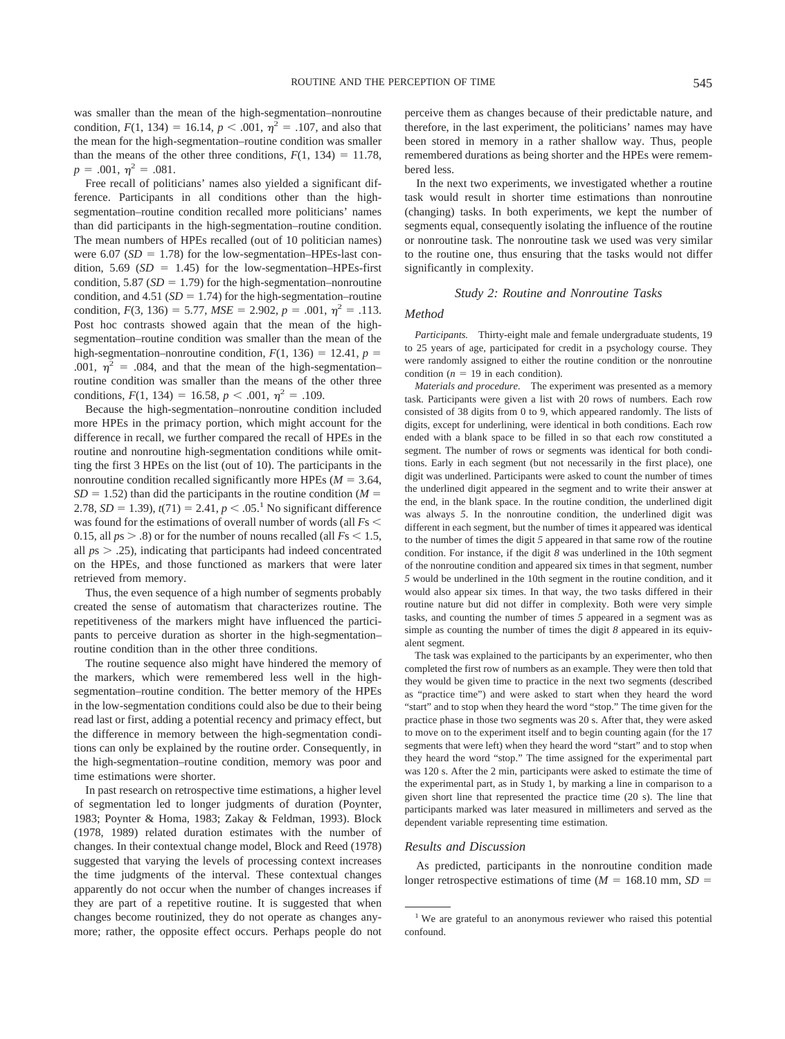was smaller than the mean of the high-segmentation–nonroutine condition, $F(1, 134) = 16.14$, $p < .001$, $\eta^2 = .107$, and also that the mean for the high-segmentation–routine condition was smaller than the means of the other three conditions, $F(1, 134) = 11.78$, $p = .001$, $\eta^2 = .081$.

Free recall of politicians' names also yielded a significant difference. Participants in all conditions other than the high-segmentation–routine condition recalled more politicians' names than did participants in the high-segmentation–routine condition. The mean numbers of HPEs recalled (out of 10 politician names) were 6.07 ($SD = 1.78$) for the low-segmentation–HPEs-last condition, 5.69 ($SD = 1.45$) for the low-segmentation–HPEs-first condition, 5.87 ($SD = 1.79$) for the high-segmentation–nonroutine condition, and 4.51 ($SD = 1.74$) for the high-segmentation–routine condition, $F(3, 136) = 5.77$, $MSE = 2.902$, $p = .001$, $\eta^2 = .113$. Post hoc contrasts showed again that the mean of the high-segmentation–routine condition was smaller than the mean of the high-segmentation–nonroutine condition, $F(1, 136) = 12.41$, $p = .001$, $\eta^2 = .084$, and that the mean of the high-segmentation–routine condition was smaller than the means of the other three conditions, $F(1, 134) = 16.58$, $p < .001$, $\eta^2 = .109$.

Because the high-segmentation–nonroutine condition included more HPEs in the primacy portion, which might account for the difference in recall, we further compared the recall of HPEs in the routine and nonroutine high-segmentation conditions while omitting the first 3 HPEs on the list (out of 10). The participants in the nonroutine condition recalled significantly more HPEs ($M = 3.64$, $SD = 1.52$) than did the participants in the routine condition ($M = 2.78$, $SD = 1.39$), $t(71) = 2.41$, $p < .05$.[1] No significant difference was found for the estimations of overall number of words (all $F$s $< 0.15$, all $p$s $> .8$) or for the number of nouns recalled (all $F$s $< 1.5$, all $p$s $> .25$), indicating that participants had indeed concentrated on the HPEs, and those functioned as markers that were later retrieved from memory.

Thus, the even sequence of a high number of segments probably created the sense of automatism that characterizes routine. The repetitiveness of the markers might have influenced the participants to perceive duration as shorter in the high-segmentation–routine condition than in the other three conditions.

The routine sequence also might have hindered the memory of the markers, which were remembered less well in the high-segmentation–routine condition. The better memory of the HPEs in the low-segmentation conditions could also be due to their being read last or first, adding a potential recency and primacy effect, but the difference in memory between the high-segmentation conditions can only be explained by the routine order. Consequently, in the high-segmentation–routine condition, memory was poor and time estimations were shorter.

In past research on retrospective time estimations, a higher level of segmentation led to longer judgments of duration (Poynter, 1983; Poynter & Homa, 1983; Zakay & Feldman, 1993). Block (1978, 1989) related duration estimates with the number of changes. In their contextual change model, Block and Reed (1978) suggested that varying the levels of processing context increases the time judgments of the interval. These contextual changes apparently do not occur when the number of changes increases if they are part of a repetitive routine. It is suggested that when changes become routinized, they do not operate as changes anymore; rather, the opposite effect occurs. Perhaps people do not perceive them as changes because of their predictable nature, and therefore, in the last experiment, the politicians' names may have been stored in memory in a rather shallow way. Thus, people remembered durations as being shorter and the HPEs were remembered less.

In the next two experiments, we investigated whether a routine task would result in shorter time estimations than nonroutine (changing) tasks. In both experiments, we kept the number of segments equal, consequently isolating the influence of the routine or nonroutine task. The nonroutine task we used was very similar to the routine one, thus ensuring that the tasks would not differ significantly in complexity.

## Study 2: Routine and Nonroutine Tasks

### Method

*Participants.* Thirty-eight male and female undergraduate students, 19 to 25 years of age, participated for credit in a psychology course. They were randomly assigned to either the routine condition or the nonroutine condition ($n = 19$ in each condition).

*Materials and procedure.* The experiment was presented as a memory task. Participants were given a list with 20 rows of numbers. Each row consisted of 38 digits from 0 to 9, which appeared randomly. The lists of digits, except for underlining, were identical in both conditions. Each row ended with a blank space to be filled in so that each row constituted a segment. The number of rows or segments was identical for both conditions. Early in each segment (but not necessarily in the first place), one digit was underlined. Participants were asked to count the number of times the underlined digit appeared in the segment and to write their answer at the end, in the blank space. In the routine condition, the underlined digit was always *5*. In the nonroutine condition, the underlined digit was different in each segment, but the number of times it appeared was identical to the number of times the digit *5* appeared in that same row of the routine condition. For instance, if the digit *8* was underlined in the 10th segment of the nonroutine condition and appeared six times in that segment, number *5* would be underlined in the 10th segment in the routine condition, and it would also appear six times. In that way, the two tasks differed in their routine nature but did not differ in complexity. Both were very simple tasks, and counting the number of times *5* appeared in a segment was as simple as counting the number of times the digit *8* appeared in its equivalent segment.

The task was explained to the participants by an experimenter, who then completed the first row of numbers as an example. They were then told that they would be given time to practice in the next two segments (described as "practice time") and were asked to start when they heard the word "start" and to stop when they heard the word "stop." The time given for the practice phase in those two segments was 20 s. After that, they were asked to move on to the experiment itself and to begin counting again (for the 17 segments that were left) when they heard the word "start" and to stop when they heard the word "stop." The time assigned for the experimental part was 120 s. After the 2 min, participants were asked to estimate the time of the experimental part, as in Study 1, by marking a line in comparison to a given short line that represented the practice time (20 s). The line that participants marked was later measured in millimeters and served as the dependent variable representing time estimation.

### Results and Discussion

As predicted, participants in the nonroutine condition made longer retrospective estimations of time ($M = 168.10$ mm, $SD =$

[1] We are grateful to an anonymous reviewer who raised this potential confound.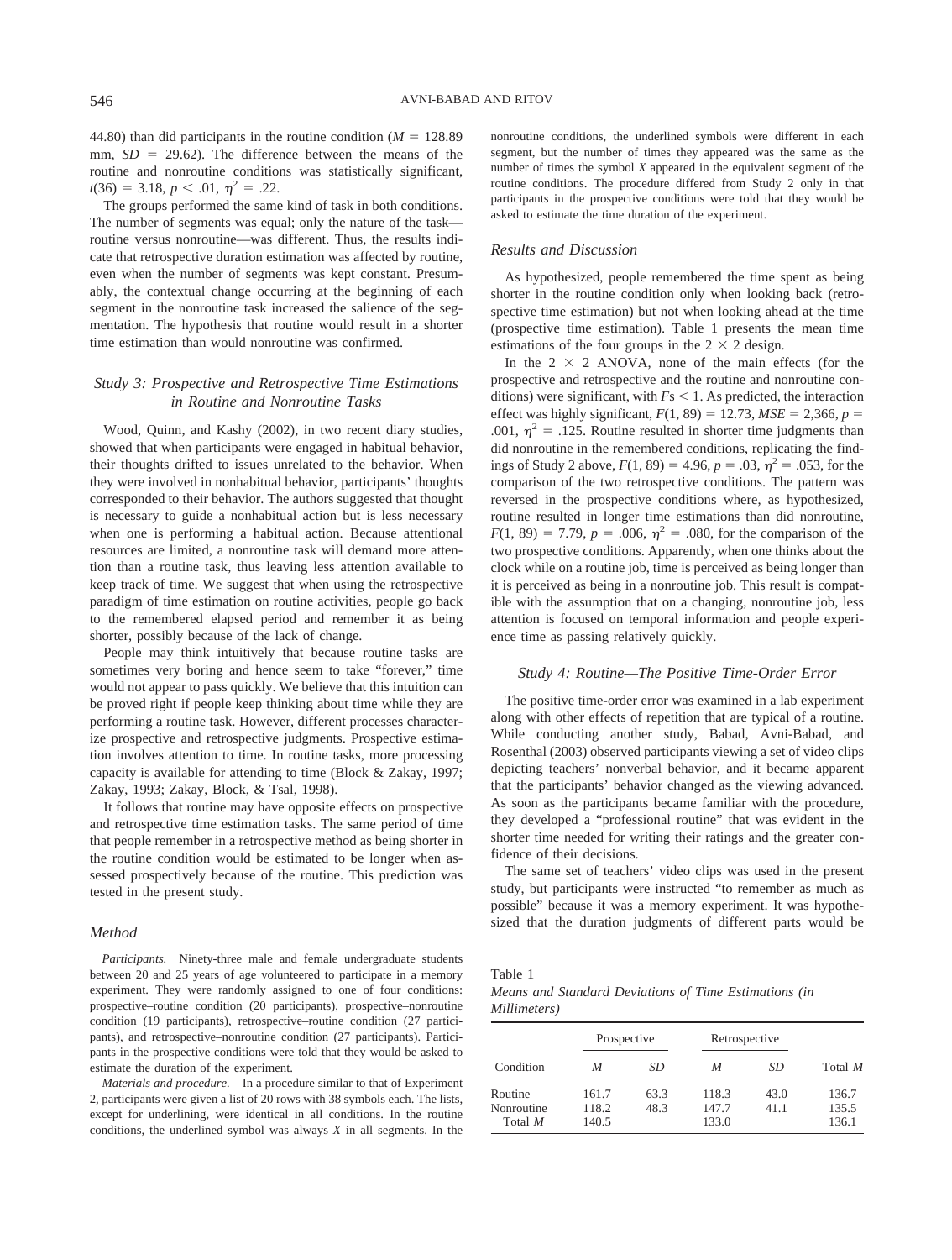44.80) than did participants in the routine condition ($M = 128.89$ mm, $SD = 29.62$). The difference between the means of the routine and nonroutine conditions was statistically significant, $t(36) = 3.18$, $p < .01$, $\eta^2 = .22$.

The groups performed the same kind of task in both conditions. The number of segments was equal; only the nature of the task—routine versus nonroutine—was different. Thus, the results indicate that retrospective duration estimation was affected by routine, even when the number of segments was kept constant. Presumably, the contextual change occurring at the beginning of each segment in the nonroutine task increased the salience of the segmentation. The hypothesis that routine would result in a shorter time estimation than would nonroutine was confirmed.

### *Study 3: Prospective and Retrospective Time Estimations in Routine and Nonroutine Tasks*

Wood, Quinn, and Kashy (2002), in two recent diary studies, showed that when participants were engaged in habitual behavior, their thoughts drifted to issues unrelated to the behavior. When they were involved in nonhabitual behavior, participants' thoughts corresponded to their behavior. The authors suggested that thought is necessary to guide a nonhabitual action but is less necessary when one is performing a habitual action. Because attentional resources are limited, a nonroutine task will demand more attention than a routine task, thus leaving less attention available to keep track of time. We suggest that when using the retrospective paradigm of time estimation on routine activities, people go back to the remembered elapsed period and remember it as being shorter, possibly because of the lack of change.

People may think intuitively that because routine tasks are sometimes very boring and hence seem to take "forever," time would not appear to pass quickly. We believe that this intuition can be proved right if people keep thinking about time while they are performing a routine task. However, different processes characterize prospective and retrospective judgments. Prospective estimation involves attention to time. In routine tasks, more processing capacity is available for attending to time (Block & Zakay, 1997; Zakay, 1993; Zakay, Block, & Tsal, 1998).

It follows that routine may have opposite effects on prospective and retrospective time estimation tasks. The same period of time that people remember in a retrospective method as being shorter in the routine condition would be estimated to be longer when assessed prospectively because of the routine. This prediction was tested in the present study.

#### *Method*

*Participants.* Ninety-three male and female undergraduate students between 20 and 25 years of age volunteered to participate in a memory experiment. They were randomly assigned to one of four conditions: prospective–routine condition (20 participants), prospective–nonroutine condition (19 participants), retrospective–routine condition (27 participants), and retrospective–nonroutine condition (27 participants). Participants in the prospective conditions were told that they would be asked to estimate the duration of the experiment.

*Materials and procedure.* In a procedure similar to that of Experiment 2, participants were given a list of 20 rows with 38 symbols each. The lists, except for underlining, were identical in all conditions. In the routine conditions, the underlined symbol was always *X* in all segments. In the nonroutine conditions, the underlined symbols were different in each segment, but the number of times they appeared was the same as the number of times the symbol *X* appeared in the equivalent segment of the routine conditions. The procedure differed from Study 2 only in that participants in the prospective conditions were told that they would be asked to estimate the time duration of the experiment.

#### *Results and Discussion*

As hypothesized, people remembered the time spent as being shorter in the routine condition only when looking back (retrospective time estimation) but not when looking ahead at the time (prospective time estimation). Table 1 presents the mean time estimations of the four groups in the 2 × 2 design.

In the 2 × 2 ANOVA, none of the main effects (for the prospective and retrospective and the routine and nonroutine conditions) were significant, with $F\text{s} < 1$. As predicted, the interaction effect was highly significant, $F(1, 89) = 12.73$, $MSE = 2{,}366$, $p = .001$, $\eta^2 = .125$. Routine resulted in shorter time judgments than did nonroutine in the remembered conditions, replicating the findings of Study 2 above, $F(1, 89) = 4.96$, $p = .03$, $\eta^2 = .053$, for the comparison of the two retrospective conditions. The pattern was reversed in the prospective conditions where, as hypothesized, routine resulted in longer time estimations than did nonroutine, $F(1, 89) = 7.79$, $p = .006$, $\eta^2 = .080$, for the comparison of the two prospective conditions. Apparently, when one thinks about the clock while on a routine job, time is perceived as being longer than it is perceived as being in a nonroutine job. This result is compatible with the assumption that on a changing, nonroutine job, less attention is focused on temporal information and people experience time as passing relatively quickly.

### *Study 4: Routine—The Positive Time-Order Error*

The positive time-order error was examined in a lab experiment along with other effects of repetition that are typical of a routine. While conducting another study, Babad, Avni-Babad, and Rosenthal (2003) observed participants viewing a set of video clips depicting teachers' nonverbal behavior, and it became apparent that the participants' behavior changed as the viewing advanced. As soon as the participants became familiar with the procedure, they developed a "professional routine" that was evident in the shorter time needed for writing their ratings and the greater confidence of their decisions.

The same set of teachers' video clips was used in the present study, but participants were instructed "to remember as much as possible" because it was a memory experiment. It was hypothesized that the duration judgments of different parts would be

Table 1
*Means and Standard Deviations of Time Estimations (in Millimeters)*

| | Prospective | | Retrospective | | |
|---|---|---|---|---|---|
| Condition | *M* | *SD* | *M* | *SD* | Total *M* |
| Routine | 161.7 | 63.3 | 118.3 | 43.0 | 136.7 |
| Nonroutine | 118.2 | 48.3 | 147.7 | 41.1 | 135.5 |
| Total *M* | 140.5 | | 133.0 | | 136.1 |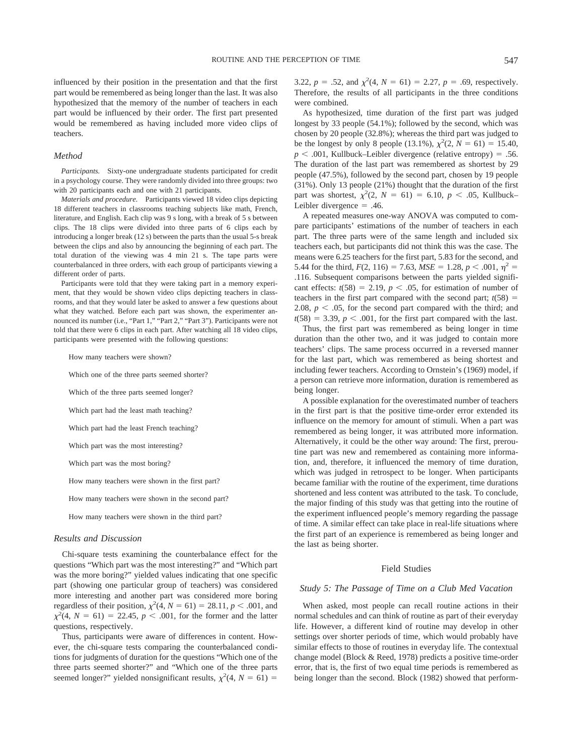influenced by their position in the presentation and that the first part would be remembered as being longer than the last. It was also hypothesized that the memory of the number of teachers in each part would be influenced by their order. The first part presented would be remembered as having included more video clips of teachers.

### Method

*Participants.* Sixty-one undergraduate students participated for credit in a psychology course. They were randomly divided into three groups: two with 20 participants each and one with 21 participants.

*Materials and procedure.* Participants viewed 18 video clips depicting 18 different teachers in classrooms teaching subjects like math, French, literature, and English. Each clip was 9 s long, with a break of 5 s between clips. The 18 clips were divided into three parts of 6 clips each by introducing a longer break (12 s) between the parts than the usual 5-s break between the clips and also by announcing the beginning of each part. The total duration of the viewing was 4 min 21 s. The tape parts were counterbalanced in three orders, with each group of participants viewing a different order of parts.

Participants were told that they were taking part in a memory experiment, that they would be shown video clips depicting teachers in classrooms, and that they would later be asked to answer a few questions about what they watched. Before each part was shown, the experimenter announced its number (i.e., "Part 1," "Part 2," "Part 3"). Participants were not told that there were 6 clips in each part. After watching all 18 video clips, participants were presented with the following questions:

How many teachers were shown?

Which one of the three parts seemed shorter?

Which of the three parts seemed longer?

Which part had the least math teaching?

Which part had the least French teaching?

Which part was the most interesting?

Which part was the most boring?

How many teachers were shown in the first part?

How many teachers were shown in the second part?

How many teachers were shown in the third part?

### Results and Discussion

Chi-square tests examining the counterbalance effect for the questions "Which part was the most interesting?" and "Which part was the more boring?" yielded values indicating that one specific part (showing one particular group of teachers) was considered more interesting and another part was considered more boring regardless of their position, $\chi^2(4, N = 61) = 28.11$, $p < .001$, and $\chi^2(4, N = 61) = 22.45$, $p < .001$, for the former and the latter questions, respectively.

Thus, participants were aware of differences in content. However, the chi-square tests comparing the counterbalanced conditions for judgments of duration for the questions "Which one of the three parts seemed shorter?" and "Which one of the three parts seemed longer?" yielded nonsignificant results, $\chi^2(4, N = 61) = 3.22$, $p = .52$, and $\chi^2(4, N = 61) = 2.27$, $p = .69$, respectively. Therefore, the results of all participants in the three conditions were combined.

As hypothesized, time duration of the first part was judged longest by 33 people (54.1%); followed by the second, which was chosen by 20 people (32.8%); whereas the third part was judged to be the longest by only 8 people (13.1%), $\chi^2(2, N = 61) = 15.40$, $p < .001$, Kullbuck–Leibler divergence (relative entropy) = .56. The duration of the last part was remembered as shortest by 29 people (47.5%), followed by the second part, chosen by 19 people (31%). Only 13 people (21%) thought that the duration of the first part was shortest, $\chi^2(2, N = 61) = 6.10$, $p < .05$, Kullbuck–Leibler divergence = .46.

A repeated measures one-way ANOVA was computed to compare participants' estimations of the number of teachers in each part. The three parts were of the same length and included six teachers each, but participants did not think this was the case. The means were 6.25 teachers for the first part, 5.83 for the second, and 5.44 for the third, $F(2, 116) = 7.63$, $MSE = 1.28$, $p < .001$, $\eta^2 = .116$. Subsequent comparisons between the parts yielded significant effects: $t(58) = 2.19$, $p < .05$, for estimation of number of teachers in the first part compared with the second part; $t(58) = 2.08$, $p < .05$, for the second part compared with the third; and $t(58) = 3.39$, $p < .001$, for the first part compared with the last.

Thus, the first part was remembered as being longer in time duration than the other two, and it was judged to contain more teachers' clips. The same process occurred in a reversed manner for the last part, which was remembered as being shortest and including fewer teachers. According to Ornstein's (1969) model, if a person can retrieve more information, duration is remembered as being longer.

A possible explanation for the overestimated number of teachers in the first part is that the positive time-order error extended its influence on the memory for amount of stimuli. When a part was remembered as being longer, it was attributed more information. Alternatively, it could be the other way around: The first, preroutine part was new and remembered as containing more information, and, therefore, it influenced the memory of time duration, which was judged in retrospect to be longer. When participants became familiar with the routine of the experiment, time durations shortened and less content was attributed to the task. To conclude, the major finding of this study was that getting into the routine of the experiment influenced people's memory regarding the passage of time. A similar effect can take place in real-life situations where the first part of an experience is remembered as being longer and the last as being shorter.

## Field Studies

### Study 5: The Passage of Time on a Club Med Vacation

When asked, most people can recall routine actions in their normal schedules and can think of routine as part of their everyday life. However, a different kind of routine may develop in other settings over shorter periods of time, which would probably have similar effects to those of routines in everyday life. The contextual change model (Block & Reed, 1978) predicts a positive time-order error, that is, the first of two equal time periods is remembered as being longer than the second. Block (1982) showed that perform-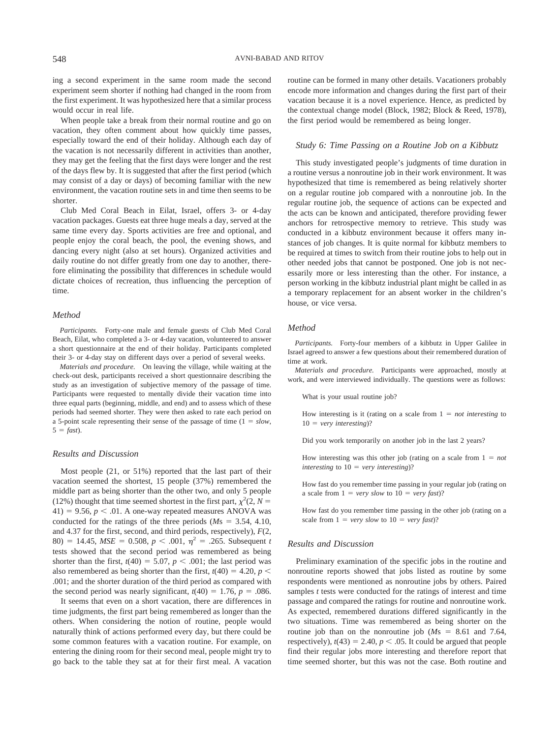ing a second experiment in the same room made the second experiment seem shorter if nothing had changed in the room from the first experiment. It was hypothesized here that a similar process would occur in real life.

When people take a break from their normal routine and go on vacation, they often comment about how quickly time passes, especially toward the end of their holiday. Although each day of the vacation is not necessarily different in activities than another, they may get the feeling that the first days were longer and the rest of the days flew by. It is suggested that after the first period (which may consist of a day or days) of becoming familiar with the new environment, the vacation routine sets in and time then seems to be shorter.

Club Med Coral Beach in Eilat, Israel, offers 3- or 4-day vacation packages. Guests eat three huge meals a day, served at the same time every day. Sports activities are free and optional, and people enjoy the coral beach, the pool, the evening shows, and dancing every night (also at set hours). Organized activities and daily routine do not differ greatly from one day to another, therefore eliminating the possibility that differences in schedule would dictate choices of recreation, thus influencing the perception of time.

### Method

*Participants.* Forty-one male and female guests of Club Med Coral Beach, Eilat, who completed a 3- or 4-day vacation, volunteered to answer a short questionnaire at the end of their holiday. Participants completed their 3- or 4-day stay on different days over a period of several weeks.

*Materials and procedure.* On leaving the village, while waiting at the check-out desk, participants received a short questionnaire describing the study as an investigation of subjective memory of the passage of time. Participants were requested to mentally divide their vacation time into three equal parts (beginning, middle, and end) and to assess which of these periods had seemed shorter. They were then asked to rate each period on a 5-point scale representing their sense of the passage of time (1 = *slow*, 5 = *fast*).

### Results and Discussion

Most people (21, or 51%) reported that the last part of their vacation seemed the shortest, 15 people (37%) remembered the middle part as being shorter than the other two, and only 5 people (12%) thought that time seemed shortest in the first part, $\chi^2(2, N = 41) = 9.56$, $p < .01$. A one-way repeated measures ANOVA was conducted for the ratings of the three periods (*M*s = 3.54, 4.10, and 4.37 for the first, second, and third periods, respectively), $F(2, 80) = 14.45$, $MSE = 0.508$, $p < .001$, $\eta^2 = .265$. Subsequent *t* tests showed that the second period was remembered as being shorter than the first, $t(40) = 5.07$, $p < .001$; the last period was also remembered as being shorter than the first, $t(40) = 4.20$, $p < .001$; and the shorter duration of the third period as compared with the second period was nearly significant, $t(40) = 1.76$, $p = .086$.

It seems that even on a short vacation, there are differences in time judgments, the first part being remembered as longer than the others. When considering the notion of routine, people would naturally think of actions performed every day, but there could be some common features with a vacation routine. For example, on entering the dining room for their second meal, people might try to go back to the table they sat at for their first meal. A vacation routine can be formed in many other details. Vacationers probably encode more information and changes during the first part of their vacation because it is a novel experience. Hence, as predicted by the contextual change model (Block, 1982; Block & Reed, 1978), the first period would be remembered as being longer.

## Study 6: Time Passing on a Routine Job on a Kibbutz

This study investigated people's judgments of time duration in a routine versus a nonroutine job in their work environment. It was hypothesized that time is remembered as being relatively shorter on a regular routine job compared with a nonroutine job. In the regular routine job, the sequence of actions can be expected and the acts can be known and anticipated, therefore providing fewer anchors for retrospective memory to retrieve. This study was conducted in a kibbutz environment because it offers many instances of job changes. It is quite normal for kibbutz members to be required at times to switch from their routine jobs to help out in other needed jobs that cannot be postponed. One job is not necessarily more or less interesting than the other. For instance, a person working in the kibbutz industrial plant might be called in as a temporary replacement for an absent worker in the children's house, or vice versa.

### Method

*Participants.* Forty-four members of a kibbutz in Upper Galilee in Israel agreed to answer a few questions about their remembered duration of time at work.

*Materials and procedure.* Participants were approached, mostly at work, and were interviewed individually. The questions were as follows:

What is your usual routine job?

How interesting is it (rating on a scale from 1 = *not interesting* to 10 = *very interesting*)?

Did you work temporarily on another job in the last 2 years?

How interesting was this other job (rating on a scale from 1 = *not interesting* to 10 = *very interesting*)?

How fast do you remember time passing in your regular job (rating on a scale from 1 = *very slow* to 10 = *very fast*)?

How fast do you remember time passing in the other job (rating on a scale from 1 = *very slow* to 10 = *very fast*)?

### Results and Discussion

Preliminary examination of the specific jobs in the routine and nonroutine reports showed that jobs listed as routine by some respondents were mentioned as nonroutine jobs by others. Paired samples *t* tests were conducted for the ratings of interest and time passage and compared the ratings for routine and nonroutine work. As expected, remembered durations differed significantly in the two situations. Time was remembered as being shorter on the routine job than on the nonroutine job (*M*s = 8.61 and 7.64, respectively), $t(43) = 2.40$, $p < .05$. It could be argued that people find their regular jobs more interesting and therefore report that time seemed shorter, but this was not the case. Both routine and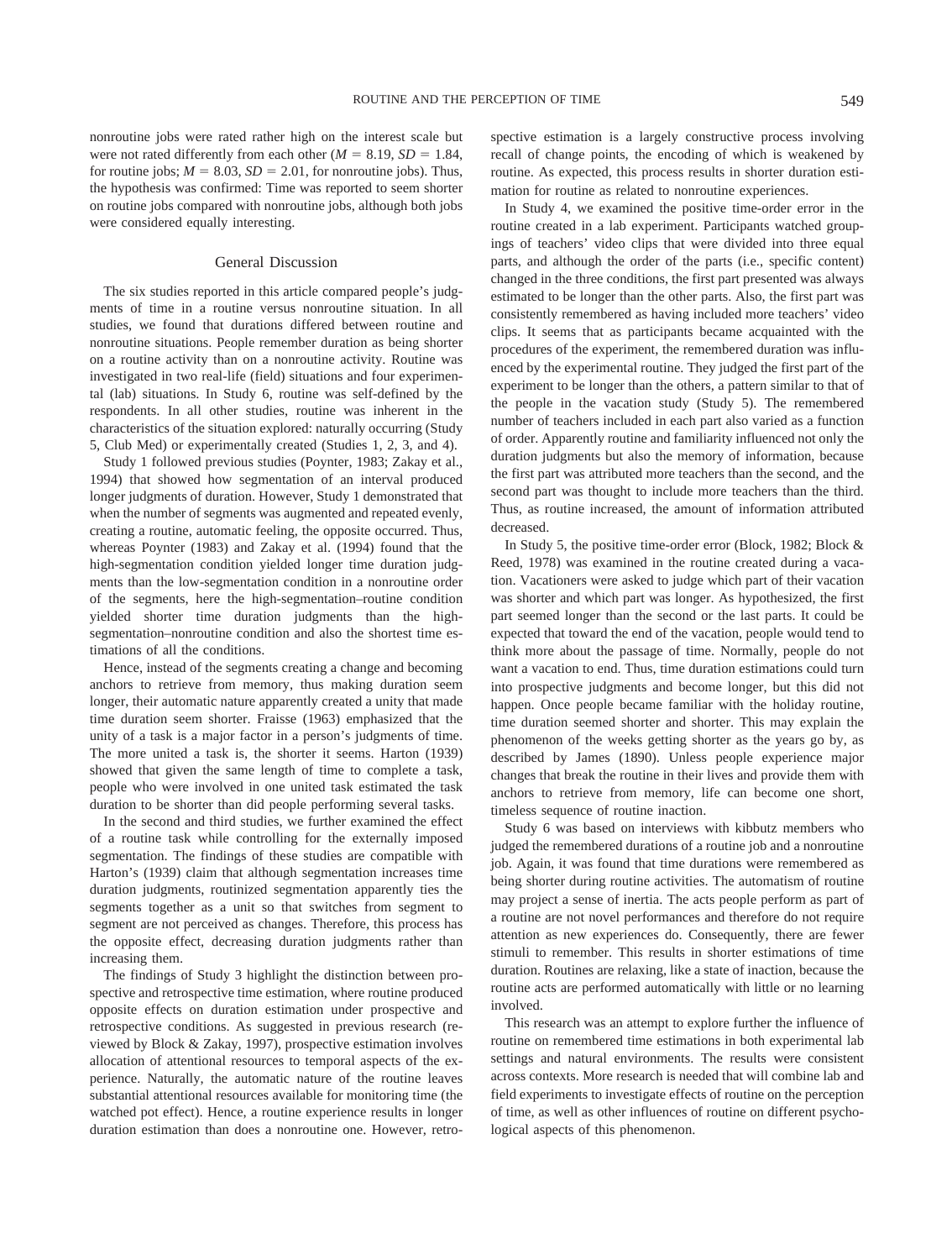nonroutine jobs were rated rather high on the interest scale but were not rated differently from each other ($M = 8.19$, $SD = 1.84$, for routine jobs; $M = 8.03$, $SD = 2.01$, for nonroutine jobs). Thus, the hypothesis was confirmed: Time was reported to seem shorter on routine jobs compared with nonroutine jobs, although both jobs were considered equally interesting.

## General Discussion

The six studies reported in this article compared people's judgments of time in a routine versus nonroutine situation. In all studies, we found that durations differed between routine and nonroutine situations. People remember duration as being shorter on a routine activity than on a nonroutine activity. Routine was investigated in two real-life (field) situations and four experimental (lab) situations. In Study 6, routine was self-defined by the respondents. In all other studies, routine was inherent in the characteristics of the situation explored: naturally occurring (Study 5, Club Med) or experimentally created (Studies 1, 2, 3, and 4).

Study 1 followed previous studies (Poynter, 1983; Zakay et al., 1994) that showed how segmentation of an interval produced longer judgments of duration. However, Study 1 demonstrated that when the number of segments was augmented and repeated evenly, creating a routine, automatic feeling, the opposite occurred. Thus, whereas Poynter (1983) and Zakay et al. (1994) found that the high-segmentation condition yielded longer time duration judgments than the low-segmentation condition in a nonroutine order of the segments, here the high-segmentation–routine condition yielded shorter time duration judgments than the high-segmentation–nonroutine condition and also the shortest time estimations of all the conditions.

Hence, instead of the segments creating a change and becoming anchors to retrieve from memory, thus making duration seem longer, their automatic nature apparently created a unity that made time duration seem shorter. Fraisse (1963) emphasized that the unity of a task is a major factor in a person's judgments of time. The more united a task is, the shorter it seems. Harton (1939) showed that given the same length of time to complete a task, people who were involved in one united task estimated the task duration to be shorter than did people performing several tasks.

In the second and third studies, we further examined the effect of a routine task while controlling for the externally imposed segmentation. The findings of these studies are compatible with Harton's (1939) claim that although segmentation increases time duration judgments, routinized segmentation apparently ties the segments together as a unit so that switches from segment to segment are not perceived as changes. Therefore, this process has the opposite effect, decreasing duration judgments rather than increasing them.

The findings of Study 3 highlight the distinction between prospective and retrospective time estimation, where routine produced opposite effects on duration estimation under prospective and retrospective conditions. As suggested in previous research (reviewed by Block & Zakay, 1997), prospective estimation involves allocation of attentional resources to temporal aspects of the experience. Naturally, the automatic nature of the routine leaves substantial attentional resources available for monitoring time (the watched pot effect). Hence, a routine experience results in longer duration estimation than does a nonroutine one. However, retrospective estimation is a largely constructive process involving recall of change points, the encoding of which is weakened by routine. As expected, this process results in shorter duration estimation for routine as related to nonroutine experiences.

In Study 4, we examined the positive time-order error in the routine created in a lab experiment. Participants watched groupings of teachers' video clips that were divided into three equal parts, and although the order of the parts (i.e., specific content) changed in the three conditions, the first part presented was always estimated to be longer than the other parts. Also, the first part was consistently remembered as having included more teachers' video clips. It seems that as participants became acquainted with the procedures of the experiment, the remembered duration was influenced by the experimental routine. They judged the first part of the experiment to be longer than the others, a pattern similar to that of the people in the vacation study (Study 5). The remembered number of teachers included in each part also varied as a function of order. Apparently routine and familiarity influenced not only the duration judgments but also the memory of information, because the first part was attributed more teachers than the second, and the second part was thought to include more teachers than the third. Thus, as routine increased, the amount of information attributed decreased.

In Study 5, the positive time-order error (Block, 1982; Block & Reed, 1978) was examined in the routine created during a vacation. Vacationers were asked to judge which part of their vacation was shorter and which part was longer. As hypothesized, the first part seemed longer than the second or the last parts. It could be expected that toward the end of the vacation, people would tend to think more about the passage of time. Normally, people do not want a vacation to end. Thus, time duration estimations could turn into prospective judgments and become longer, but this did not happen. Once people became familiar with the holiday routine, time duration seemed shorter and shorter. This may explain the phenomenon of the weeks getting shorter as the years go by, as described by James (1890). Unless people experience major changes that break the routine in their lives and provide them with anchors to retrieve from memory, life can become one short, timeless sequence of routine inaction.

Study 6 was based on interviews with kibbutz members who judged the remembered durations of a routine job and a nonroutine job. Again, it was found that time durations were remembered as being shorter during routine activities. The automatism of routine may project a sense of inertia. The acts people perform as part of a routine are not novel performances and therefore do not require attention as new experiences do. Consequently, there are fewer stimuli to remember. This results in shorter estimations of time duration. Routines are relaxing, like a state of inaction, because the routine acts are performed automatically with little or no learning involved.

This research was an attempt to explore further the influence of routine on remembered time estimations in both experimental lab settings and natural environments. The results were consistent across contexts. More research is needed that will combine lab and field experiments to investigate effects of routine on the perception of time, as well as other influences of routine on different psychological aspects of this phenomenon.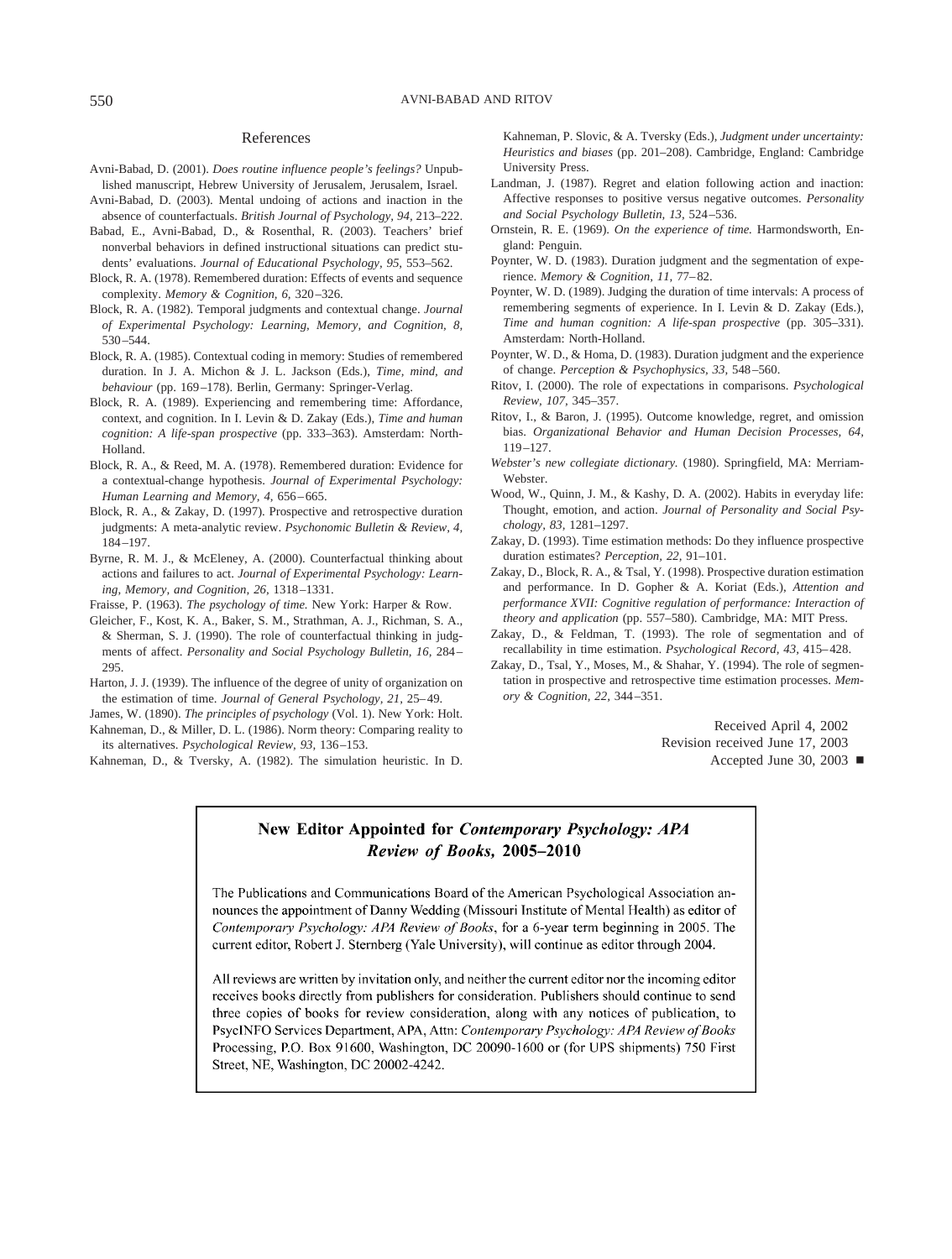## References

Avni-Babad, D. (2001). *Does routine influence people's feelings?* Unpublished manuscript, Hebrew University of Jerusalem, Jerusalem, Israel.

Avni-Babad, D. (2003). Mental undoing of actions and inaction in the absence of counterfactuals. *British Journal of Psychology, 94,* 213–222.

Babad, E., Avni-Babad, D., & Rosenthal, R. (2003). Teachers' brief nonverbal behaviors in defined instructional situations can predict students' evaluations. *Journal of Educational Psychology, 95,* 553–562.

Block, R. A. (1978). Remembered duration: Effects of events and sequence complexity. *Memory & Cognition, 6,* 320–326.

Block, R. A. (1982). Temporal judgments and contextual change. *Journal of Experimental Psychology: Learning, Memory, and Cognition, 8,* 530–544.

Block, R. A. (1985). Contextual coding in memory: Studies of remembered duration. In J. A. Michon & J. L. Jackson (Eds.), *Time, mind, and behaviour* (pp. 169–178). Berlin, Germany: Springer-Verlag.

Block, R. A. (1989). Experiencing and remembering time: Affordance, context, and cognition. In I. Levin & D. Zakay (Eds.), *Time and human cognition: A life-span prospective* (pp. 333–363). Amsterdam: North-Holland.

Block, R. A., & Reed, M. A. (1978). Remembered duration: Evidence for a contextual-change hypothesis. *Journal of Experimental Psychology: Human Learning and Memory, 4,* 656–665.

Block, R. A., & Zakay, D. (1997). Prospective and retrospective duration judgments: A meta-analytic review. *Psychonomic Bulletin & Review, 4,* 184–197.

Byrne, R. M. J., & McEleney, A. (2000). Counterfactual thinking about actions and failures to act. *Journal of Experimental Psychology: Learning, Memory, and Cognition, 26,* 1318–1331.

Fraisse, P. (1963). *The psychology of time.* New York: Harper & Row.

Gleicher, F., Kost, K. A., Baker, S. M., Strathman, A. J., Richman, S. A., & Sherman, S. J. (1990). The role of counterfactual thinking in judgments of affect. *Personality and Social Psychology Bulletin, 16,* 284–295.

Harton, J. J. (1939). The influence of the degree of unity of organization on the estimation of time. *Journal of General Psychology, 21,* 25–49.

James, W. (1890). *The principles of psychology* (Vol. 1). New York: Holt.

Kahneman, D., & Miller, D. L. (1986). Norm theory: Comparing reality to its alternatives. *Psychological Review, 93,* 136–153.

Kahneman, D., & Tversky, A. (1982). The simulation heuristic. In D. Kahneman, P. Slovic, & A. Tversky (Eds.), *Judgment under uncertainty: Heuristics and biases* (pp. 201–208). Cambridge, England: Cambridge University Press.

Landman, J. (1987). Regret and elation following action and inaction: Affective responses to positive versus negative outcomes. *Personality and Social Psychology Bulletin, 13,* 524–536.

Ornstein, R. E. (1969). *On the experience of time.* Harmondsworth, England: Penguin.

Poynter, W. D. (1983). Duration judgment and the segmentation of experience. *Memory & Cognition, 11,* 77–82.

Poynter, W. D. (1989). Judging the duration of time intervals: A process of remembering segments of experience. In I. Levin & D. Zakay (Eds.), *Time and human cognition: A life-span prospective* (pp. 305–331). Amsterdam: North-Holland.

Poynter, W. D., & Homa, D. (1983). Duration judgment and the experience of change. *Perception & Psychophysics, 33,* 548–560.

Ritov, I. (2000). The role of expectations in comparisons. *Psychological Review, 107,* 345–357.

Ritov, I., & Baron, J. (1995). Outcome knowledge, regret, and omission bias. *Organizational Behavior and Human Decision Processes, 64,* 119–127.

*Webster's new collegiate dictionary.* (1980). Springfield, MA: Merriam-Webster.

Wood, W., Quinn, J. M., & Kashy, D. A. (2002). Habits in everyday life: Thought, emotion, and action. *Journal of Personality and Social Psychology, 83,* 1281–1297.

Zakay, D. (1993). Time estimation methods: Do they influence prospective duration estimates? *Perception, 22,* 91–101.

Zakay, D., Block, R. A., & Tsal, Y. (1998). Prospective duration estimation and performance. In D. Gopher & A. Koriat (Eds.), *Attention and performance XVII: Cognitive regulation of performance: Interaction of theory and application* (pp. 557–580). Cambridge, MA: MIT Press.

Zakay, D., & Feldman, T. (1993). The role of segmentation and of recallability in time estimation. *Psychological Record, 43,* 415–428.

Zakay, D., Tsal, Y., Moses, M., & Shahar, Y. (1994). The role of segmentation in prospective and retrospective time estimation processes. *Memory & Cognition, 22,* 344–351.

Received April 4, 2002
Revision received June 17, 2003
Accepted June 30, 2003 ■

## New Editor Appointed for *Contemporary Psychology: APA Review of Books,* 2005–2010

The Publications and Communications Board of the American Psychological Association announces the appointment of Danny Wedding (Missouri Institute of Mental Health) as editor of *Contemporary Psychology: APA Review of Books*, for a 6-year term beginning in 2005. The current editor, Robert J. Sternberg (Yale University), will continue as editor through 2004.

All reviews are written by invitation only, and neither the current editor nor the incoming editor receives books directly from publishers for consideration. Publishers should continue to send three copies of books for review consideration, along with any notices of publication, to PsycINFO Services Department, APA, Attn: *Contemporary Psychology: APA Review of Books* Processing, P.O. Box 91600, Washington, DC 20090-1600 or (for UPS shipments) 750 First Street, NE, Washington, DC 20002-4242.